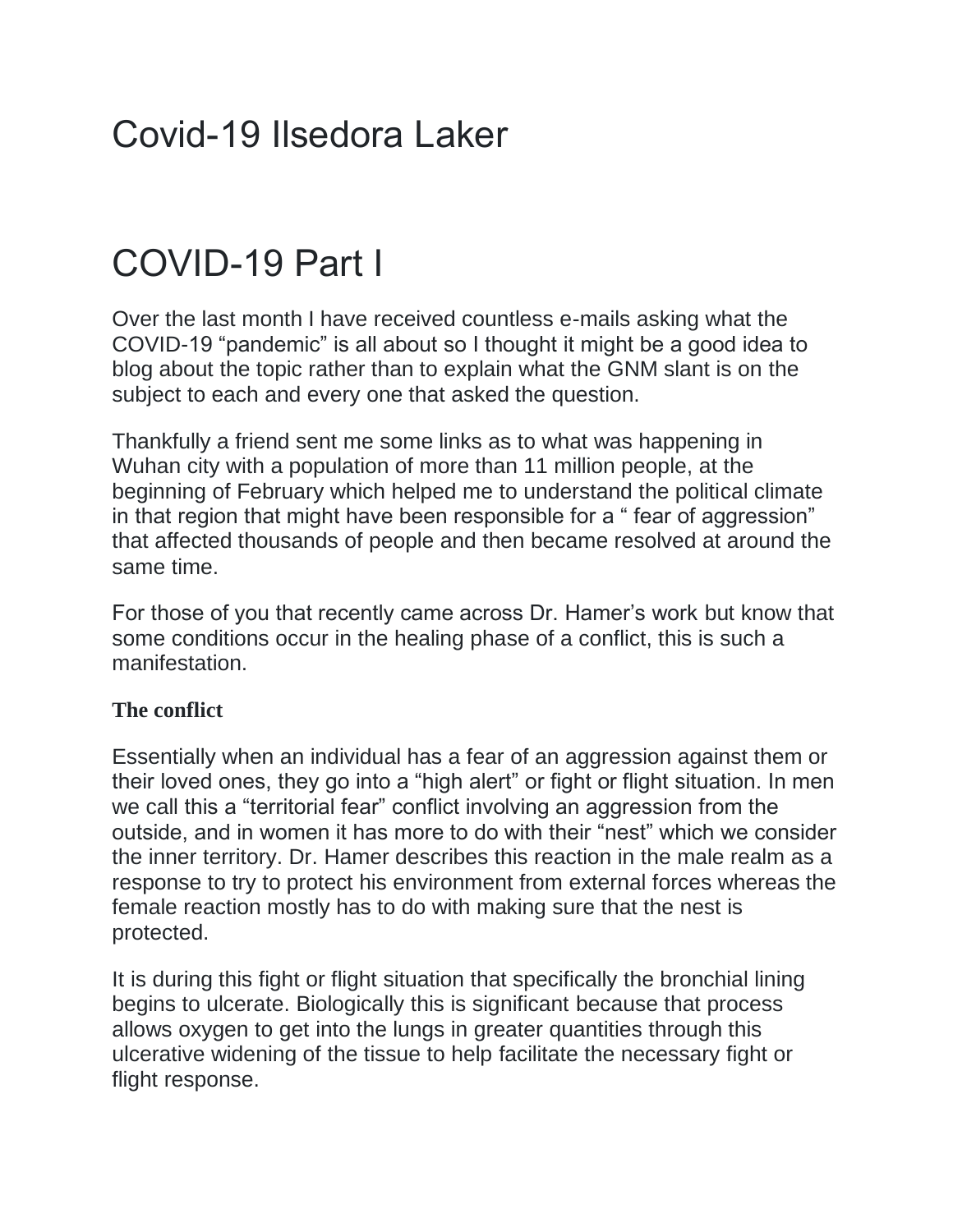# Covid-19 Ilsedora Laker

# COVID-19 Part I

Over the last month I have received countless e-mails asking what the COVID-19 “pandemic” is all about so I thought it might be a good idea to blog about the topic rather than to explain what the GNM slant is on the subject to each and every one that asked the question.

Thankfully a friend sent me some links as to what was happening in Wuhan city with a population of more than 11 million people, at the beginning of February which helped me to understand the political climate in that region that might have been responsible for a “ fear of aggression” that affected thousands of people and then became resolved at around the same time.

For those of you that recently came across Dr. Hamer’s work but know that some conditions occur in the healing phase of a conflict, this is such a manifestation.

### The conflict

Essentially when an individual has a fear of an aggression against them or their loved ones, they go into a “high alert” or fight or flight situation. In men we call this a “territorial fear” conflict involving an aggression from the outside, and in women it has more to do with their “nest” which we consider the inner territory. Dr. Hamer describes this reaction in the male realm as a response to try to protect his environment from external forces whereas the female reaction mostly has to do with making sure that the nest is protected.

It is during this fight or flight situation that specifically the bronchial lining begins to ulcerate. Biologically this is significant because that process allows oxygen to get into the lungs in greater quantities through this ulcerative widening of the tissue to help facilitate the necessary fight or flight response.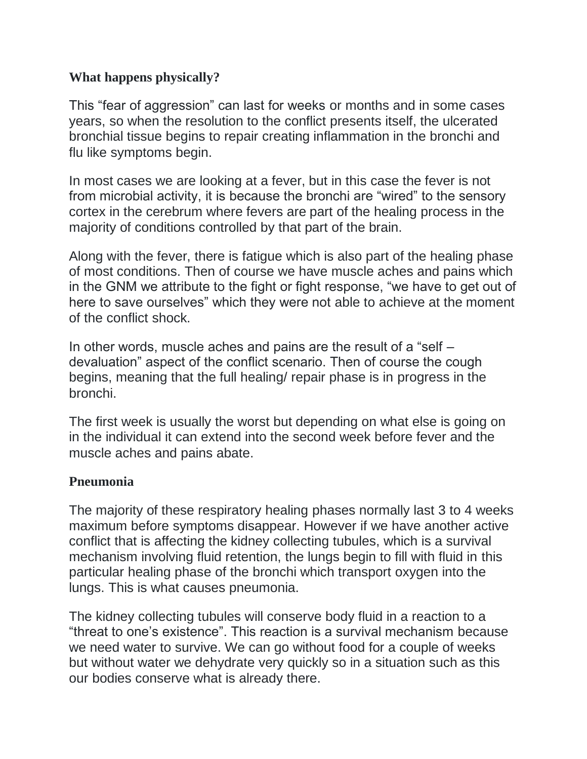**What happens physically?**

This "fear of aggression" can last for weeks or months and in some cases years, so when the resolution to the conflict presents itself, the ulcerated bronchial tissue begins to repair creating inflammation in the bronchi and flu like symptoms begin.

In most cases we are looking at a fever, but in this case the fever is not from microbial activity, it is because the bronchi are "wired" to the sensory cortex in the cerebrum where fevers are part of the healing process in the majority of conditions controlled by that part of the brain.

Along with the fever, there is fatigue which is also part of the healing phase of most conditions. Then of course we have muscle aches and pains which in the GNM we attribute to the fight or fight response, "we have to get out of here to save ourselves" which they were not able to achieve at the moment of the conflict shock.

In other words, muscle aches and pains are the result of a "self – devaluation" aspect of the conflict scenario. Then of course the cough begins, meaning that the full healing/ repair phase is in progress in the bronchi.

The first week is usually the worst but depending on what else is going on in the individual it can extend into the second week before fever and the muscle aches and pains abate.

**Pneumonia**

The majority of these respiratory healing phases normally last 3 to 4 weeks maximum before symptoms disappear. However if we have another active conflict that is affecting the kidney collecting tubules, which is a survival mechanism involving fluid retention, the lungs begin to fill with fluid in this particular healing phase of the bronchi which transport oxygen into the lungs. This is what causes pneumonia.

The kidney collecting tubules will conserve body fluid in a reaction to a "threat to one's existence". This reaction is a survival mechanism because we need water to survive. We can go without food for a couple of weeks but without water we dehydrate very quickly so in a situation such as this our bodies conserve what is already there.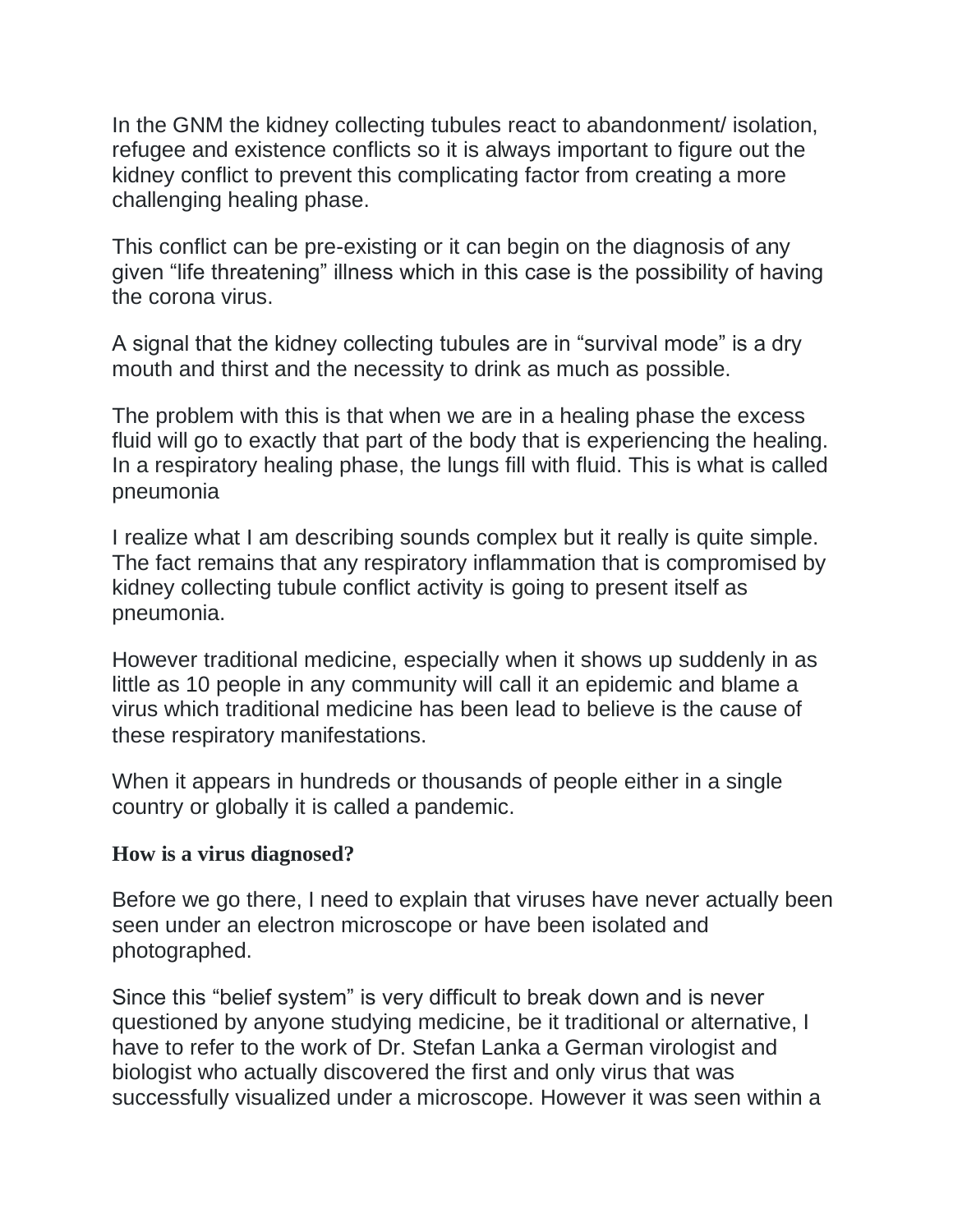In the GNM the kidney collecting tubules react to abandonment/ isolation, refugee and existence conflicts so it is always important to figure out the kidney conflict to prevent this complicating factor from creating a more challenging healing phase.

This conflict can be pre-existing or it can begin on the diagnosis of any given "life threatening" illness which in this case is the possibility of having the corona virus.

A signal that the kidney collecting tubules are in "survival mode" is a dry mouth and thirst and the necessity to drink as much as possible.

The problem with this is that when we are in a healing phase the excess fluid will go to exactly that part of the body that is experiencing the healing. In a respiratory healing phase, the lungs fill with fluid. This is what is called pneumonia

I realize what I am describing sounds complex but it really is quite simple. The fact remains that any respiratory inflammation that is compromised by kidney collecting tubule conflict activity is going to present itself as pneumonia.

However traditional medicine, especially when it shows up suddenly in as little as 10 people in any community will call it an epidemic and blame a virus which traditional medicine has been lead to believe is the cause of these respiratory manifestations.

When it appears in hundreds or thousands of people either in a single country or globally it is called a pandemic.

**How is a virus diagnosed?**

Before we go there, I need to explain that viruses have never actually been seen under an electron microscope or have been isolated and photographed.

Since this "belief system" is very difficult to break down and is never questioned by anyone studying medicine, be it traditional or alternative, I have to refer to the work of Dr. Stefan Lanka a German virologist and biologist who actually discovered the first and only virus that was successfully visualized under a microscope. However it was seen within a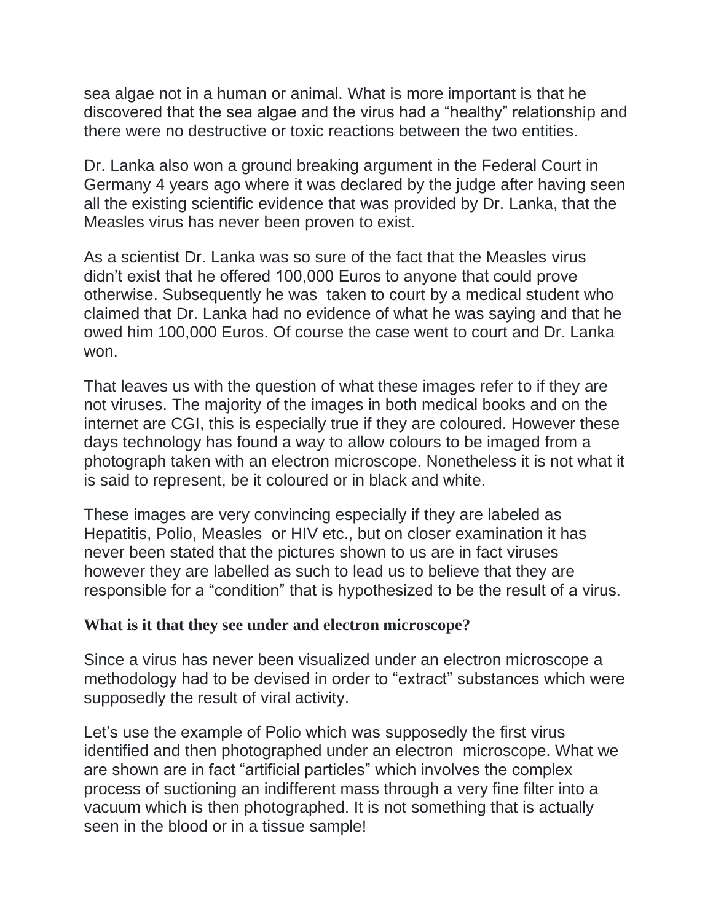sea algae not in a human or animal. What is more important is that he discovered that the sea algae and the virus had a "healthy" relationship and there were no destructive or toxic reactions between the two entities.

Dr. Lanka also won a ground breaking argument in the Federal Court in Germany 4 years ago where it was declared by the judge after having seen all the existing scientific evidence that was provided by Dr. Lanka, that the Measles virus has never been proven to exist.

As a scientist Dr. Lanka was so sure of the fact that the Measles virus didn't exist that he offered 100,000 Euros to anyone that could prove otherwise. Subsequently he was taken to court by a medical student who claimed that Dr. Lanka had no evidence of what he was saying and that he owed him 100,000 Euros. Of course the case went to court and Dr. Lanka won.

That leaves us with the question of what these images refer to if they are not viruses. The majority of the images in both medical books and on the internet are CGI, this is especially true if they are coloured. However these days technology has found a way to allow colours to be imaged from a photograph taken with an electron microscope. Nonetheless it is not what it is said to represent, be it coloured or in black and white.

These images are very convincing especially if they are labeled as Hepatitis, Polio, Measles or HIV etc., but on closer examination it has never been stated that the pictures shown to us are in fact viruses however they are labelled as such to lead us to believe that they are responsible for a "condition" that is hypothesized to be the result of a virus.

**What is it that they see under and electron microscope?**

Since a virus has never been visualized under an electron microscope a methodology had to be devised in order to "extract" substances which were supposedly the result of viral activity.

Let's use the example of Polio which was supposedly the first virus identified and then photographed under an electron microscope. What we are shown are in fact "artificial particles" which involves the complex process of suctioning an indifferent mass through a very fine filter into a vacuum which is then photographed. It is not something that is actually seen in the blood or in a tissue sample!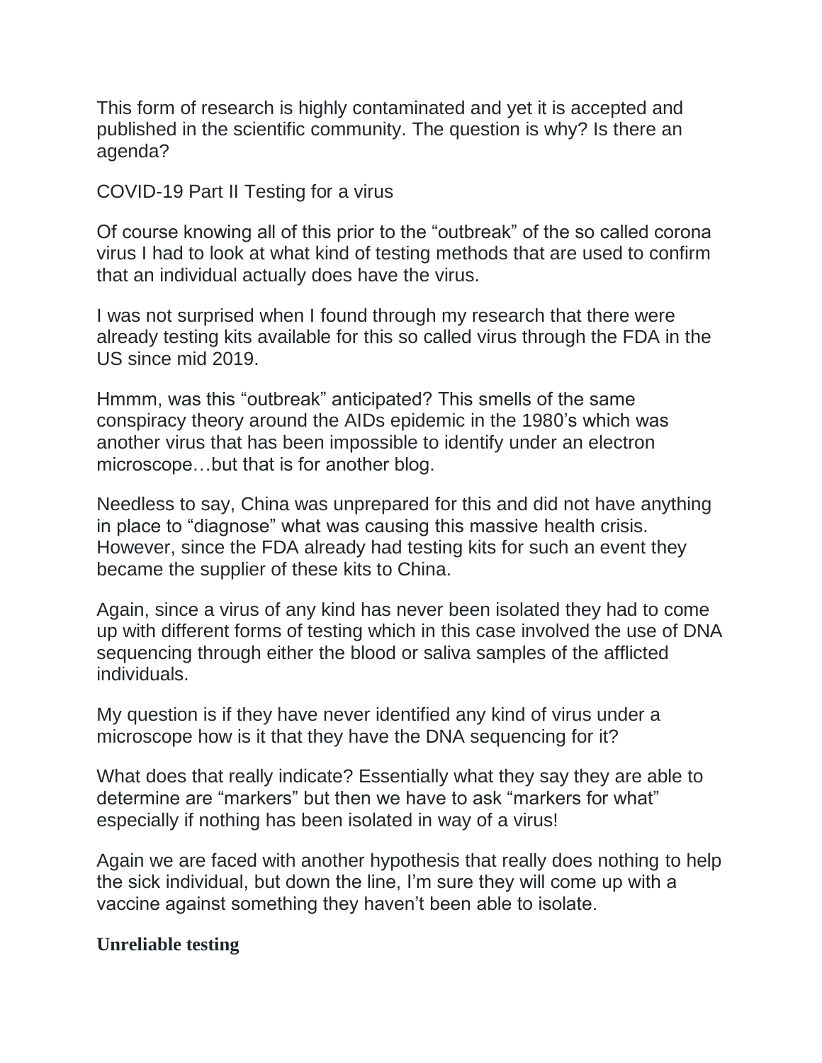This form of research is highly contaminated and yet it is accepted and published in the scientific community. The question is why? Is there an agenda?

COVID-19 Part II Testing for a virus

Of course knowing all of this prior to the "outbreak" of the so called corona virus I had to look at what kind of testing methods that are used to confirm that an individual actually does have the virus.

I was not surprised when I found through my research that there were already testing kits available for this so called virus through the FDA in the US since mid 2019.

Hmmm, was this "outbreak" anticipated? This smells of the same conspiracy theory around the AIDs epidemic in the 1980's which was another virus that has been impossible to identify under an electron microscope…but that is for another blog.

Needless to say, China was unprepared for this and did not have anything in place to "diagnose" what was causing this massive health crisis. However, since the FDA already had testing kits for such an event they became the supplier of these kits to China.

Again, since a virus of any kind has never been isolated they had to come up with different forms of testing which in this case involved the use of DNA sequencing through either the blood or saliva samples of the afflicted individuals.

My question is if they have never identified any kind of virus under a microscope how is it that they have the DNA sequencing for it?

What does that really indicate? Essentially what they say they are able to determine are "markers" but then we have to ask "markers for what" especially if nothing has been isolated in way of a virus!

Again we are faced with another hypothesis that really does nothing to help the sick individual, but down the line, I'm sure they will come up with a vaccine against something they haven't been able to isolate.

**Unreliable testing**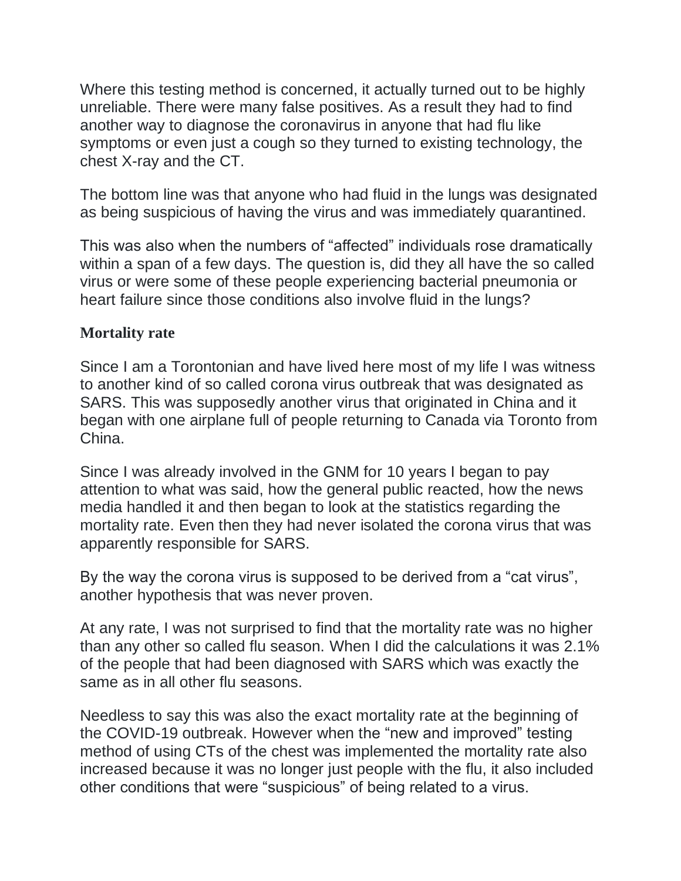Where this testing method is concerned, it actually turned out to be highly unreliable. There were many false positives. As a result they had to find another way to diagnose the coronavirus in anyone that had flu like symptoms or even just a cough so they turned to existing technology, the chest X-ray and the CT.

The bottom line was that anyone who had fluid in the lungs was designated as being suspicious of having the virus and was immediately quarantined.

This was also when the numbers of "affected" individuals rose dramatically within a span of a few days. The question is, did they all have the so called virus or were some of these people experiencing bacterial pneumonia or heart failure since those conditions also involve fluid in the lungs?

### Mortality rate

Since I am a Torontonian and have lived here most of my life I was witness to another kind of so called corona virus outbreak that was designated as SARS. This was supposedly another virus that originated in China and it began with one airplane full of people returning to Canada via Toronto from China.

Since I was already involved in the GNM for 10 years I began to pay attention to what was said, how the general public reacted, how the news media handled it and then began to look at the statistics regarding the mortality rate. Even then they had never isolated the corona virus that was apparently responsible for SARS.

By the way the corona virus is supposed to be derived from a "cat virus", another hypothesis that was never proven.

At any rate, I was not surprised to find that the mortality rate was no higher than any other so called flu season. When I did the calculations it was 2.1% of the people that had been diagnosed with SARS which was exactly the same as in all other flu seasons.

Needless to say this was also the exact mortality rate at the beginning of the COVID-19 outbreak. However when the "new and improved" testing method of using CTs of the chest was implemented the mortality rate also increased because it was no longer just people with the flu, it also included other conditions that were "suspicious" of being related to a virus.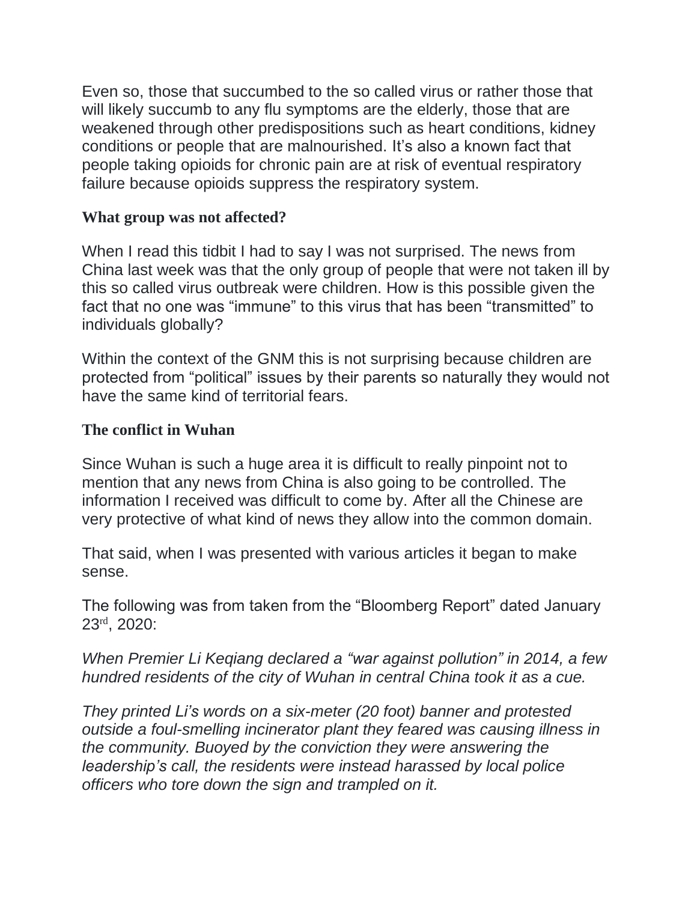Even so, those that succumbed to the so called virus or rather those that will likely succumb to any flu symptoms are the elderly, those that are weakened through other predispositions such as heart conditions, kidney conditions or people that are malnourished. It's also a known fact that people taking opioids for chronic pain are at risk of eventual respiratory failure because opioids suppress the respiratory system.

### What group was not affected?

When I read this tidbit I had to say I was not surprised. The news from China last week was that the only group of people that were not taken ill by this so called virus outbreak were children. How is this possible given the fact that no one was "immune" to this virus that has been "transmitted" to individuals globally?

Within the context of the GNM this is not surprising because children are protected from "political" issues by their parents so naturally they would not have the same kind of territorial fears.

### The conflict in Wuhan

Since Wuhan is such a huge area it is difficult to really pinpoint not to mention that any news from China is also going to be controlled. The information I received was difficult to come by. After all the Chinese are very protective of what kind of news they allow into the common domain.

That said, when I was presented with various articles it began to make sense.

The following was from taken from the "Bloomberg Report" dated January 23rd, 2020:

*When Premier Li Keqiang declared a "war against pollution" in 2014, a few hundred residents of the city of Wuhan in central China took it as a cue.*

*They printed Li's words on a six-meter (20 foot) banner and protested outside a foul-smelling incinerator plant they feared was causing illness in the community. Buoyed by the conviction they were answering the leadership's call, the residents were instead harassed by local police officers who tore down the sign and trampled on it.*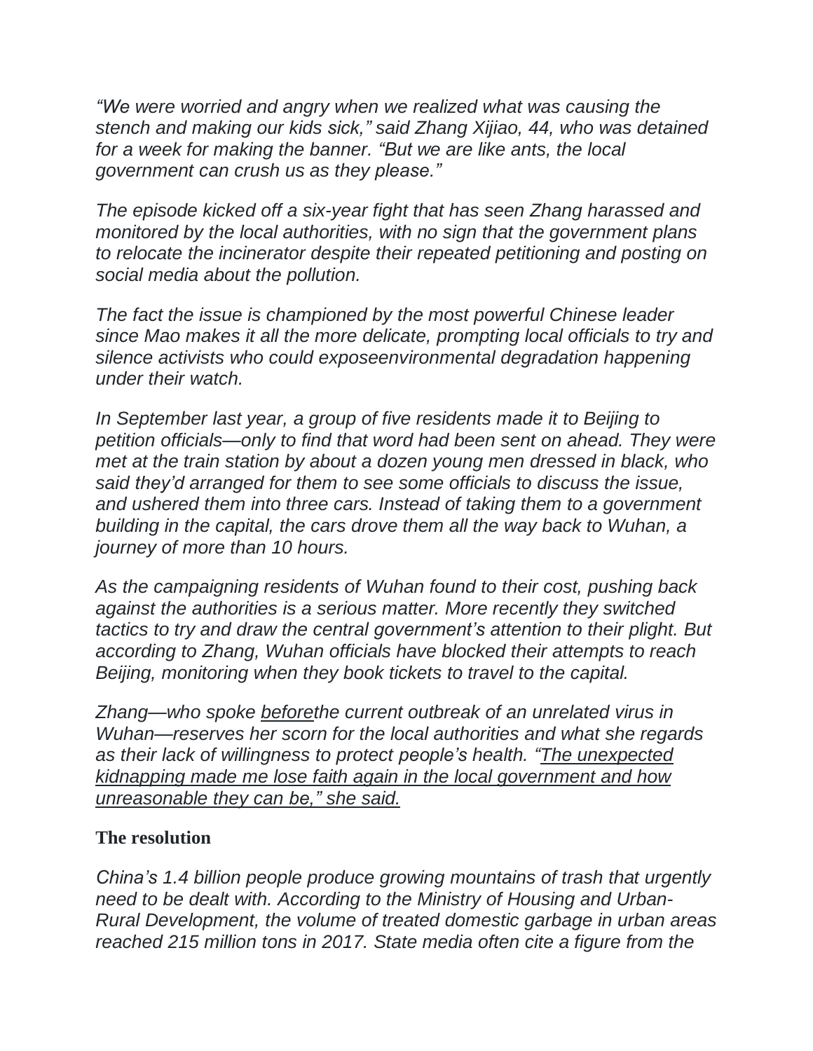*“We were worried and angry when we realized what was causing the stench and making our kids sick,” said Zhang Xijiao, 44, who was detained for a week for making the banner. “But we are like ants, the local government can crush us as they please.”*

*The episode kicked off a six-year fight that has seen Zhang harassed and monitored by the local authorities, with no sign that the government plans to relocate the incinerator despite their repeated petitioning and posting on social media about the pollution.*

*The fact the issue is championed by the most powerful Chinese leader since Mao makes it all the more delicate, prompting local officials to try and silence activists who could exposeenvironmental degradation happening under their watch.*

*In September last year, a group of five residents made it to Beijing to petition officials—only to find that word had been sent on ahead. They were met at the train station by about a dozen young men dressed in black, who said they’d arranged for them to see some officials to discuss the issue, and ushered them into three cars. Instead of taking them to a government building in the capital, the cars drove them all the way back to Wuhan, a journey of more than 10 hours.*

*As the campaigning residents of Wuhan found to their cost, pushing back against the authorities is a serious matter. More recently they switched tactics to try and draw the central government’s attention to their plight. But according to Zhang, Wuhan officials have blocked their attempts to reach Beijing, monitoring when they book tickets to travel to the capital.*

*Zhang—who spoke <u>before</u>the current outbreak of an unrelated virus in Wuhan—reserves her scorn for the local authorities and what she regards as their lack of willingness to protect people’s health. <u>“The unexpected kidnapping made me lose faith again in the local government and how unreasonable they can be,” she said.</u>*

**The resolution**

*China’s 1.4 billion people produce growing mountains of trash that urgently need to be dealt with. According to the Ministry of Housing and Urban-Rural Development, the volume of treated domestic garbage in urban areas reached 215 million tons in 2017. State media often cite a figure from the*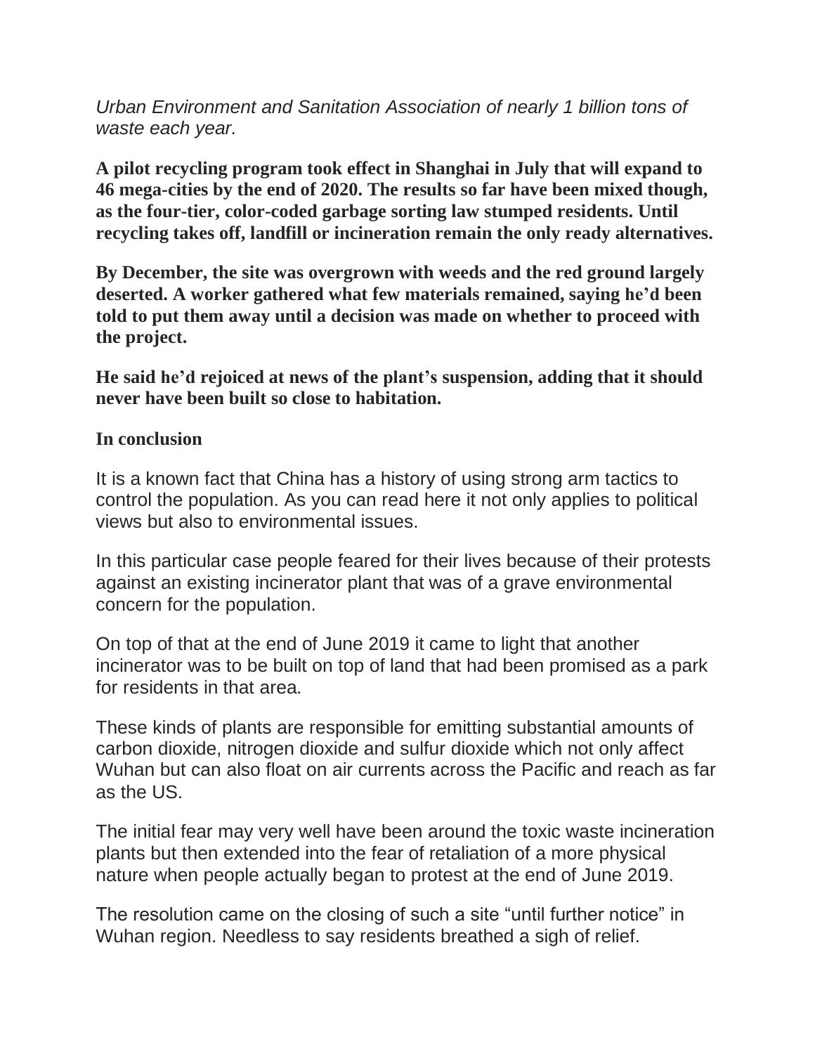*Urban Environment and Sanitation Association of nearly 1 billion tons of waste each year.*

**A pilot recycling program took effect in Shanghai in July that will expand to 46 mega-cities by the end of 2020. The results so far have been mixed though, as the four-tier, color-coded garbage sorting law stumped residents. Until recycling takes off, landfill or incineration remain the only ready alternatives.**

**By December, the site was overgrown with weeds and the red ground largely deserted. A worker gathered what few materials remained, saying he'd been told to put them away until a decision was made on whether to proceed with the project.**

**He said he'd rejoiced at news of the plant's suspension, adding that it should never have been built so close to habitation.**

**In conclusion**

It is a known fact that China has a history of using strong arm tactics to control the population. As you can read here it not only applies to political views but also to environmental issues.

In this particular case people feared for their lives because of their protests against an existing incinerator plant that was of a grave environmental concern for the population.

On top of that at the end of June 2019 it came to light that another incinerator was to be built on top of land that had been promised as a park for residents in that area.

These kinds of plants are responsible for emitting substantial amounts of carbon dioxide, nitrogen dioxide and sulfur dioxide which not only affect Wuhan but can also float on air currents across the Pacific and reach as far as the US.

The initial fear may very well have been around the toxic waste incineration plants but then extended into the fear of retaliation of a more physical nature when people actually began to protest at the end of June 2019.

The resolution came on the closing of such a site "until further notice" in Wuhan region. Needless to say residents breathed a sigh of relief.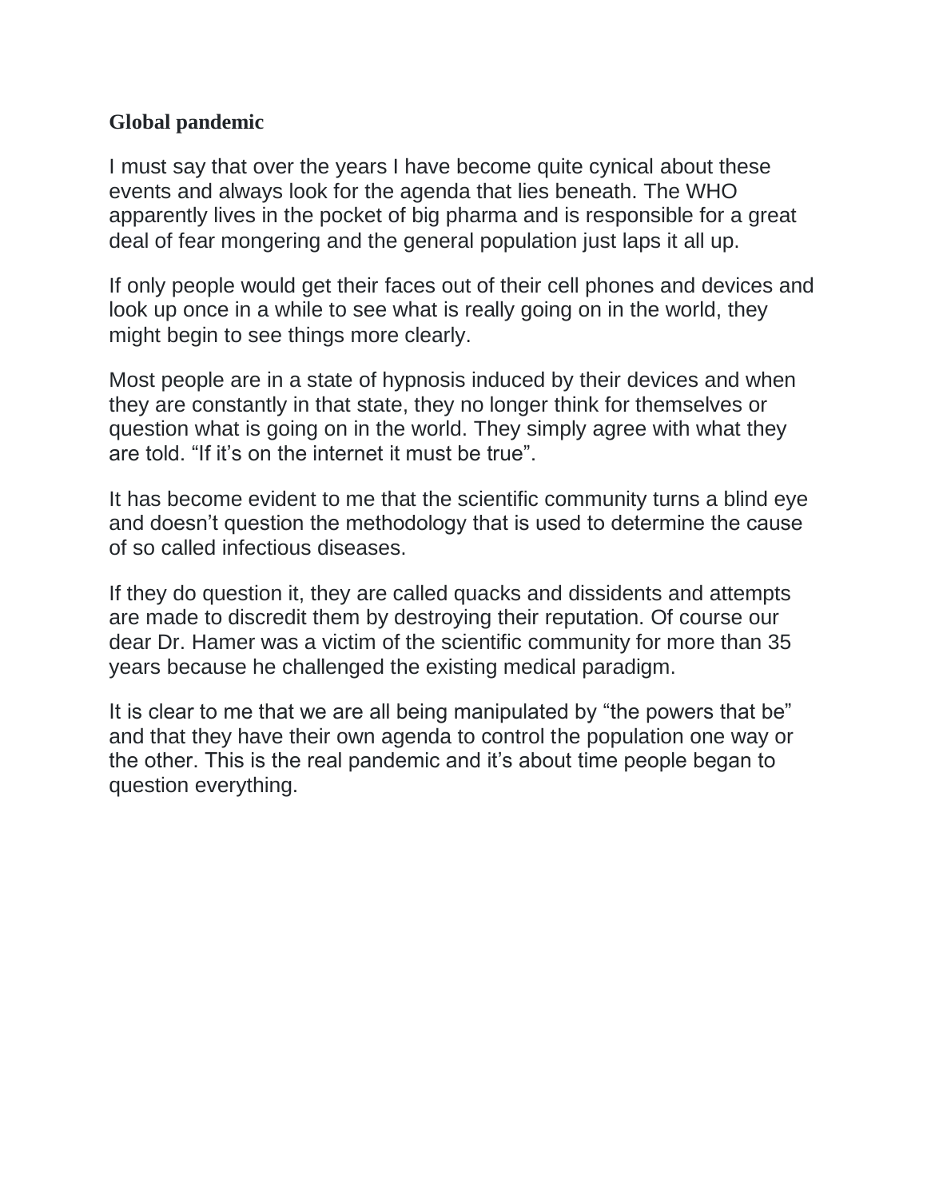## Global pandemic

I must say that over the years I have become quite cynical about these events and always look for the agenda that lies beneath. The WHO apparently lives in the pocket of big pharma and is responsible for a great deal of fear mongering and the general population just laps it all up.

If only people would get their faces out of their cell phones and devices and look up once in a while to see what is really going on in the world, they might begin to see things more clearly.

Most people are in a state of hypnosis induced by their devices and when they are constantly in that state, they no longer think for themselves or question what is going on in the world. They simply agree with what they are told. "If it's on the internet it must be true".

It has become evident to me that the scientific community turns a blind eye and doesn't question the methodology that is used to determine the cause of so called infectious diseases.

If they do question it, they are called quacks and dissidents and attempts are made to discredit them by destroying their reputation. Of course our dear Dr. Hamer was a victim of the scientific community for more than 35 years because he challenged the existing medical paradigm.

It is clear to me that we are all being manipulated by "the powers that be" and that they have their own agenda to control the population one way or the other. This is the real pandemic and it's about time people began to question everything.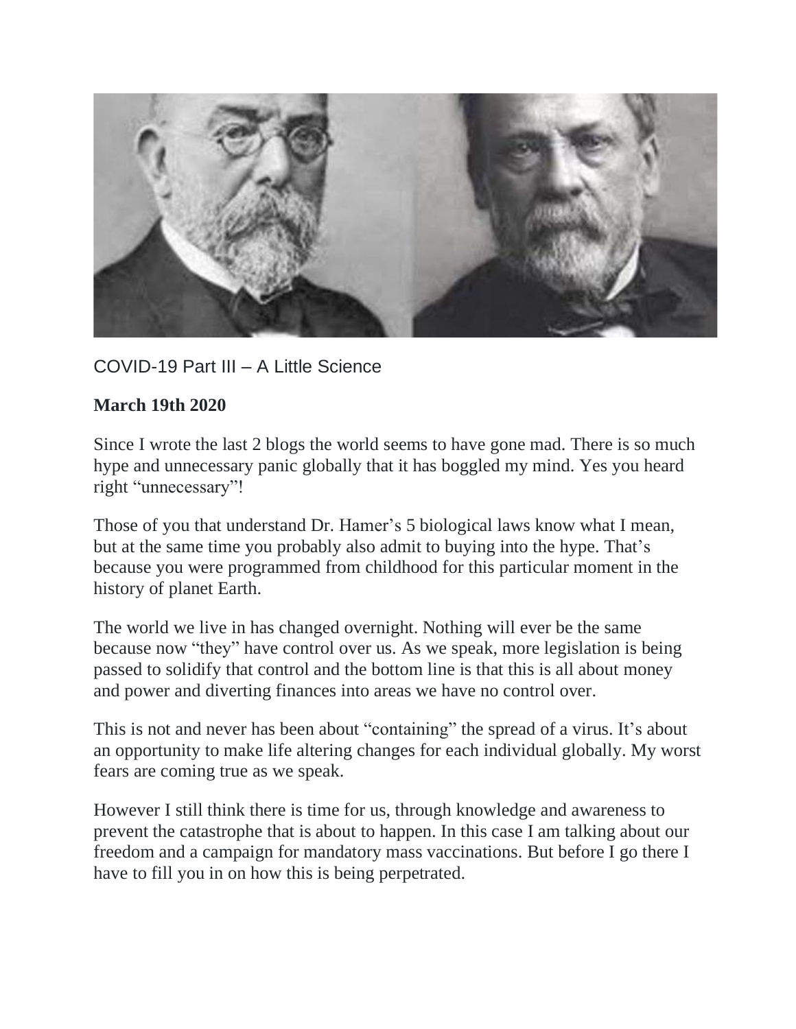COVID-19 Part III – A Little Science

**March 19th 2020**

Since I wrote the last 2 blogs the world seems to have gone mad. There is so much hype and unnecessary panic globally that it has boggled my mind. Yes you heard right "unnecessary"!

Those of you that understand Dr. Hamer's 5 biological laws know what I mean, but at the same time you probably also admit to buying into the hype. That's because you were programmed from childhood for this particular moment in the history of planet Earth.

The world we live in has changed overnight. Nothing will ever be the same because now "they" have control over us. As we speak, more legislation is being passed to solidify that control and the bottom line is that this is all about money and power and diverting finances into areas we have no control over.

This is not and never has been about "containing" the spread of a virus. It's about an opportunity to make life altering changes for each individual globally. My worst fears are coming true as we speak.

However I still think there is time for us, through knowledge and awareness to prevent the catastrophe that is about to happen. In this case I am talking about our freedom and a campaign for mandatory mass vaccinations. But before I go there I have to fill you in on how this is being perpetrated.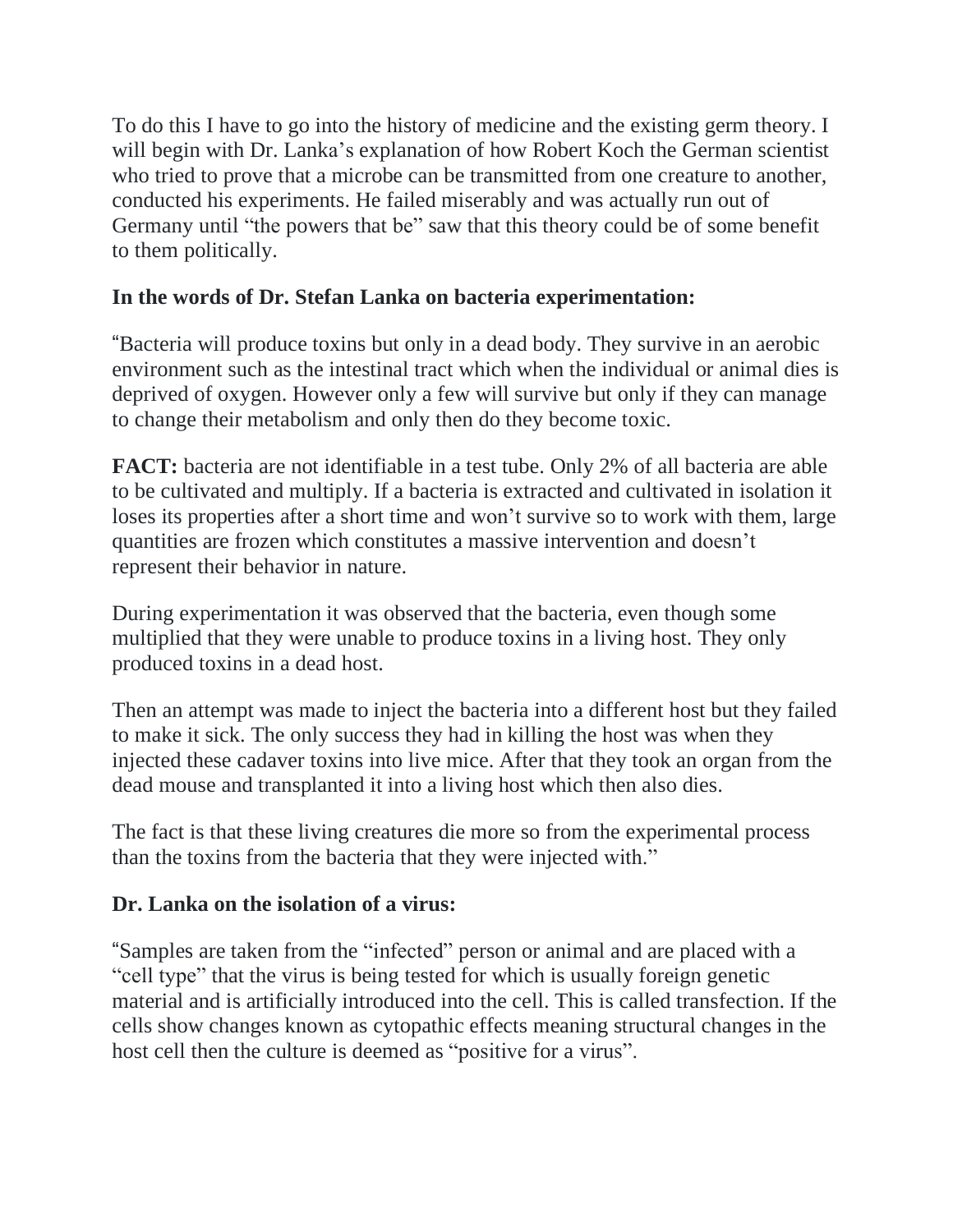To do this I have to go into the history of medicine and the existing germ theory. I will begin with Dr. Lanka's explanation of how Robert Koch the German scientist who tried to prove that a microbe can be transmitted from one creature to another, conducted his experiments. He failed miserably and was actually run out of Germany until "the powers that be" saw that this theory could be of some benefit to them politically.

**In the words of Dr. Stefan Lanka on bacteria experimentation:**

"Bacteria will produce toxins but only in a dead body. They survive in an aerobic environment such as the intestinal tract which when the individual or animal dies is deprived of oxygen. However only a few will survive but only if they can manage to change their metabolism and only then do they become toxic.

**FACT:** bacteria are not identifiable in a test tube. Only 2% of all bacteria are able to be cultivated and multiply. If a bacteria is extracted and cultivated in isolation it loses its properties after a short time and won't survive so to work with them, large quantities are frozen which constitutes a massive intervention and doesn't represent their behavior in nature.

During experimentation it was observed that the bacteria, even though some multiplied that they were unable to produce toxins in a living host. They only produced toxins in a dead host.

Then an attempt was made to inject the bacteria into a different host but they failed to make it sick. The only success they had in killing the host was when they injected these cadaver toxins into live mice. After that they took an organ from the dead mouse and transplanted it into a living host which then also dies.

The fact is that these living creatures die more so from the experimental process than the toxins from the bacteria that they were injected with."

**Dr. Lanka on the isolation of a virus:**

"Samples are taken from the "infected" person or animal and are placed with a "cell type" that the virus is being tested for which is usually foreign genetic material and is artificially introduced into the cell. This is called transfection. If the cells show changes known as cytopathic effects meaning structural changes in the host cell then the culture is deemed as "positive for a virus".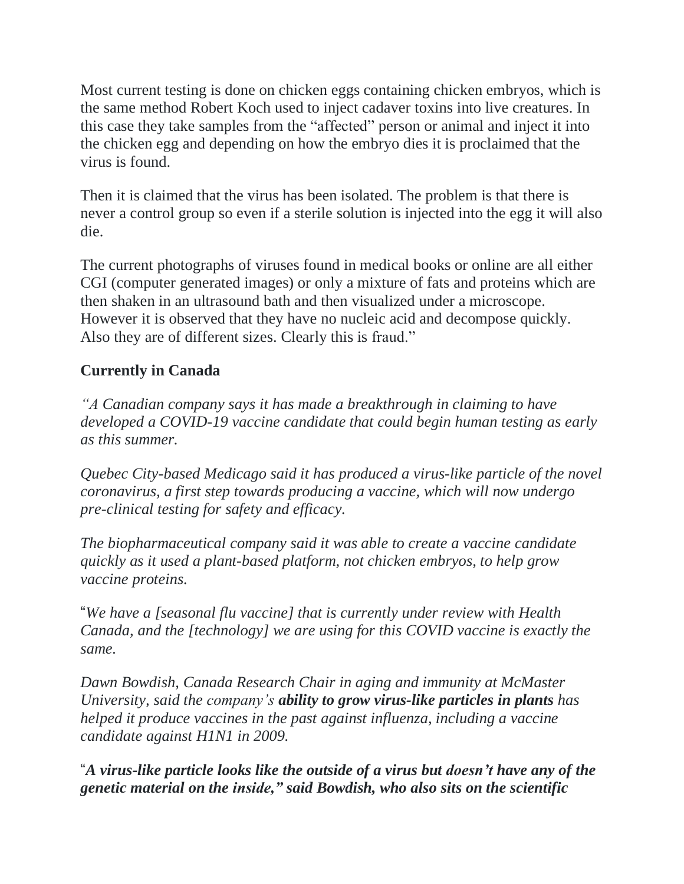Most current testing is done on chicken eggs containing chicken embryos, which is the same method Robert Koch used to inject cadaver toxins into live creatures. In this case they take samples from the "affected" person or animal and inject it into the chicken egg and depending on how the embryo dies it is proclaimed that the virus is found.

Then it is claimed that the virus has been isolated. The problem is that there is never a control group so even if a sterile solution is injected into the egg it will also die.

The current photographs of viruses found in medical books or online are all either CGI (computer generated images) or only a mixture of fats and proteins which are then shaken in an ultrasound bath and then visualized under a microscope. However it is observed that they have no nucleic acid and decompose quickly. Also they are of different sizes. Clearly this is fraud."

**Currently in Canada**

*"A Canadian company says it has made a breakthrough in claiming to have developed a COVID-19 vaccine candidate that could begin human testing as early as this summer.*

*Quebec City-based Medicago said it has produced a virus-like particle of the novel coronavirus, a first step towards producing a vaccine, which will now undergo pre-clinical testing for safety and efficacy.*

*The biopharmaceutical company said it was able to create a vaccine candidate quickly as it used a plant-based platform, not chicken embryos, to help grow vaccine proteins.*

"*We have a [seasonal flu vaccine] that is currently under review with Health Canada, and the [technology] we are using for this COVID vaccine is exactly the same.*

*Dawn Bowdish, Canada Research Chair in aging and immunity at McMaster University, said the company's* ***ability to grow virus-like particles in plants*** *has helped it produce vaccines in the past against influenza, including a vaccine candidate against H1N1 in 2009.*

"***A virus-like particle looks like the outside of a virus but doesn't have any of the genetic material on the inside," said Bowdish, who also sits on the scientific***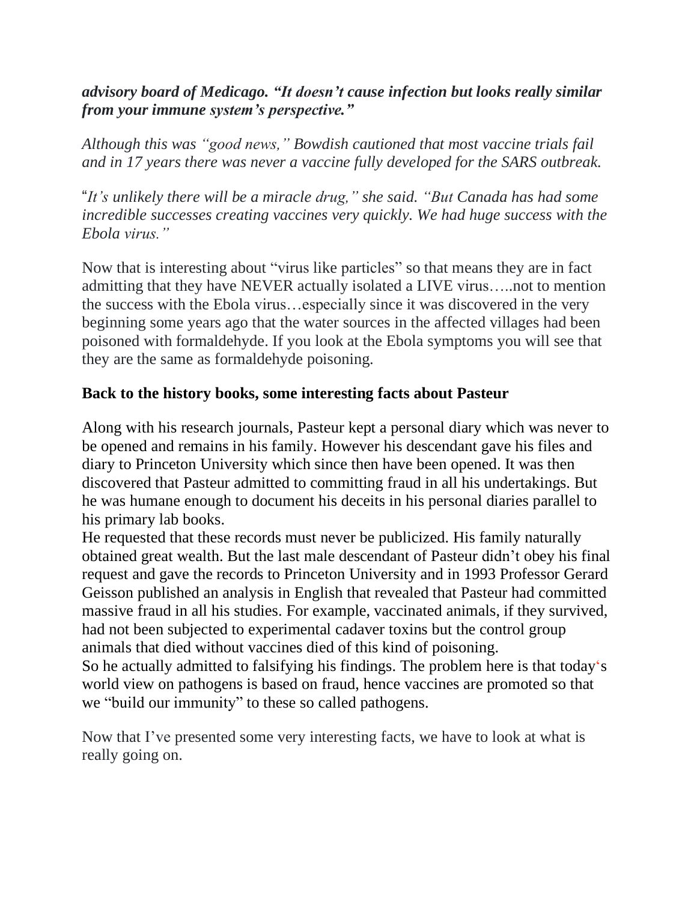***advisory board of Medicago. "It doesn't cause infection but looks really similar from your immune system's perspective."***

*Although this was "good news," Bowdish cautioned that most vaccine trials fail and in 17 years there was never a vaccine fully developed for the SARS outbreak.*

"*It's unlikely there will be a miracle drug," she said. "But Canada has had some incredible successes creating vaccines very quickly. We had huge success with the Ebola virus."*

Now that is interesting about "virus like particles" so that means they are in fact admitting that they have NEVER actually isolated a LIVE virus…..not to mention the success with the Ebola virus…especially since it was discovered in the very beginning some years ago that the water sources in the affected villages had been poisoned with formaldehyde. If you look at the Ebola symptoms you will see that they are the same as formaldehyde poisoning.

**Back to the history books, some interesting facts about Pasteur**

Along with his research journals, Pasteur kept a personal diary which was never to be opened and remains in his family. However his descendant gave his files and diary to Princeton University which since then have been opened. It was then discovered that Pasteur admitted to committing fraud in all his undertakings. But he was humane enough to document his deceits in his personal diaries parallel to his primary lab books.
He requested that these records must never be publicized. His family naturally obtained great wealth. But the last male descendant of Pasteur didn't obey his final request and gave the records to Princeton University and in 1993 Professor Gerard Geisson published an analysis in English that revealed that Pasteur had committed massive fraud in all his studies. For example, vaccinated animals, if they survived, had not been subjected to experimental cadaver toxins but the control group animals that died without vaccines died of this kind of poisoning.
So he actually admitted to falsifying his findings. The problem here is that today's world view on pathogens is based on fraud, hence vaccines are promoted so that we "build our immunity" to these so called pathogens.

Now that I've presented some very interesting facts, we have to look at what is really going on.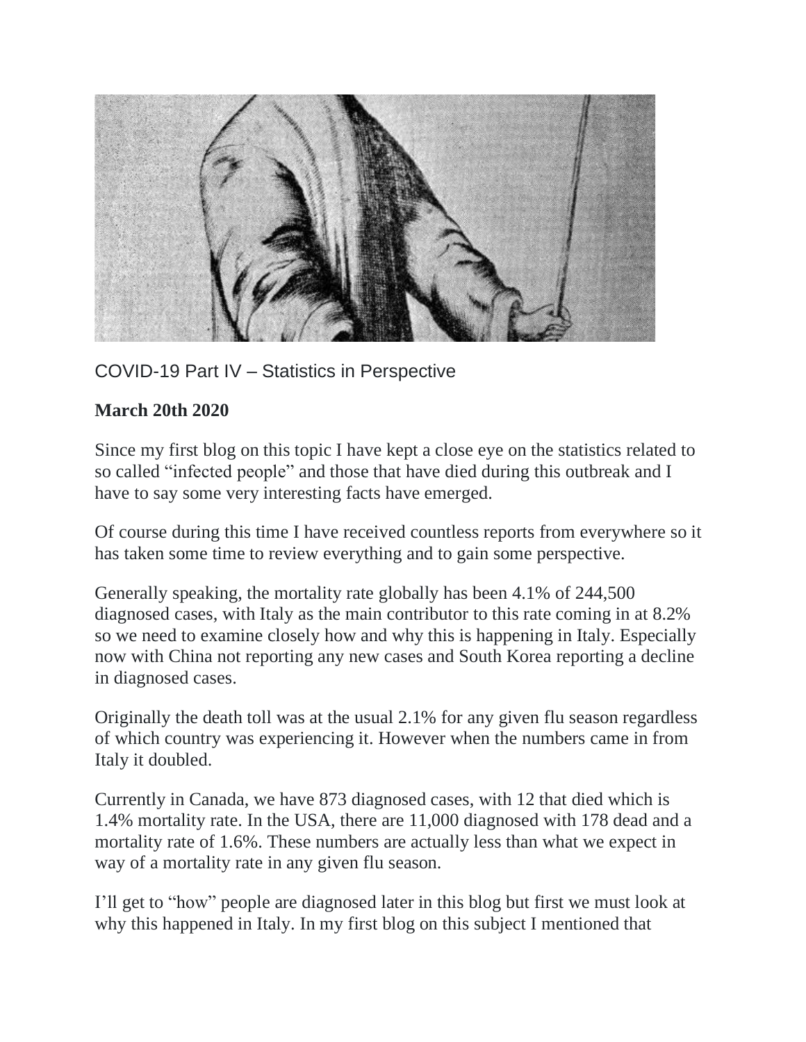## COVID-19 Part IV – Statistics in Perspective

**March 20th 2020**

Since my first blog on this topic I have kept a close eye on the statistics related to so called "infected people" and those that have died during this outbreak and I have to say some very interesting facts have emerged.

Of course during this time I have received countless reports from everywhere so it has taken some time to review everything and to gain some perspective.

Generally speaking, the mortality rate globally has been 4.1% of 244,500 diagnosed cases, with Italy as the main contributor to this rate coming in at 8.2% so we need to examine closely how and why this is happening in Italy. Especially now with China not reporting any new cases and South Korea reporting a decline in diagnosed cases.

Originally the death toll was at the usual 2.1% for any given flu season regardless of which country was experiencing it. However when the numbers came in from Italy it doubled.

Currently in Canada, we have 873 diagnosed cases, with 12 that died which is 1.4% mortality rate. In the USA, there are 11,000 diagnosed with 178 dead and a mortality rate of 1.6%. These numbers are actually less than what we expect in way of a mortality rate in any given flu season.

I'll get to "how" people are diagnosed later in this blog but first we must look at why this happened in Italy. In my first blog on this subject I mentioned that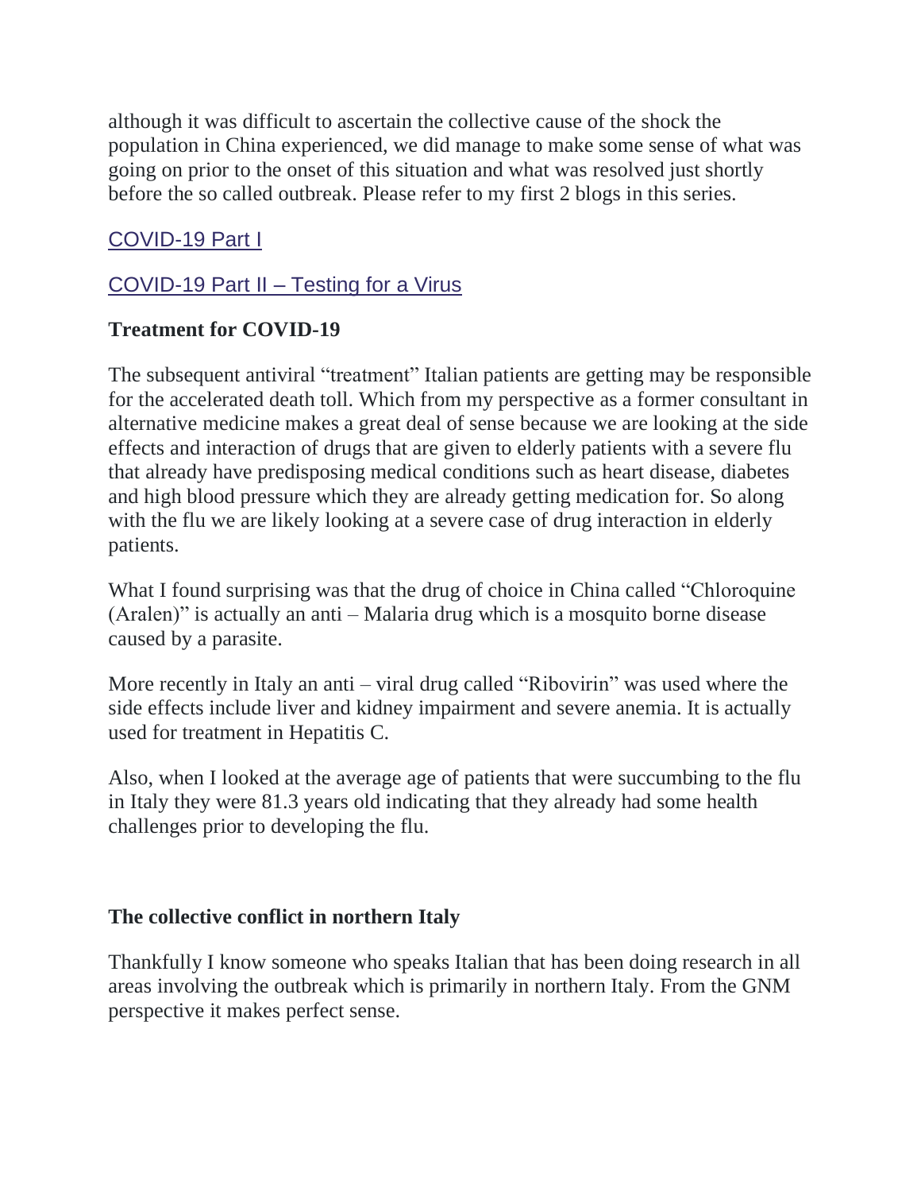although it was difficult to ascertain the collective cause of the shock the population in China experienced, we did manage to make some sense of what was going on prior to the onset of this situation and what was resolved just shortly before the so called outbreak. Please refer to my first 2 blogs in this series.

COVID-19 Part I

COVID-19 Part II – Testing for a Virus

**Treatment for COVID-19**

The subsequent antiviral "treatment" Italian patients are getting may be responsible for the accelerated death toll. Which from my perspective as a former consultant in alternative medicine makes a great deal of sense because we are looking at the side effects and interaction of drugs that are given to elderly patients with a severe flu that already have predisposing medical conditions such as heart disease, diabetes and high blood pressure which they are already getting medication for. So along with the flu we are likely looking at a severe case of drug interaction in elderly patients.

What I found surprising was that the drug of choice in China called "Chloroquine (Aralen)" is actually an anti – Malaria drug which is a mosquito borne disease caused by a parasite.

More recently in Italy an anti – viral drug called "Ribovirin" was used where the side effects include liver and kidney impairment and severe anemia. It is actually used for treatment in Hepatitis C.

Also, when I looked at the average age of patients that were succumbing to the flu in Italy they were 81.3 years old indicating that they already had some health challenges prior to developing the flu.

**The collective conflict in northern Italy**

Thankfully I know someone who speaks Italian that has been doing research in all areas involving the outbreak which is primarily in northern Italy. From the GNM perspective it makes perfect sense.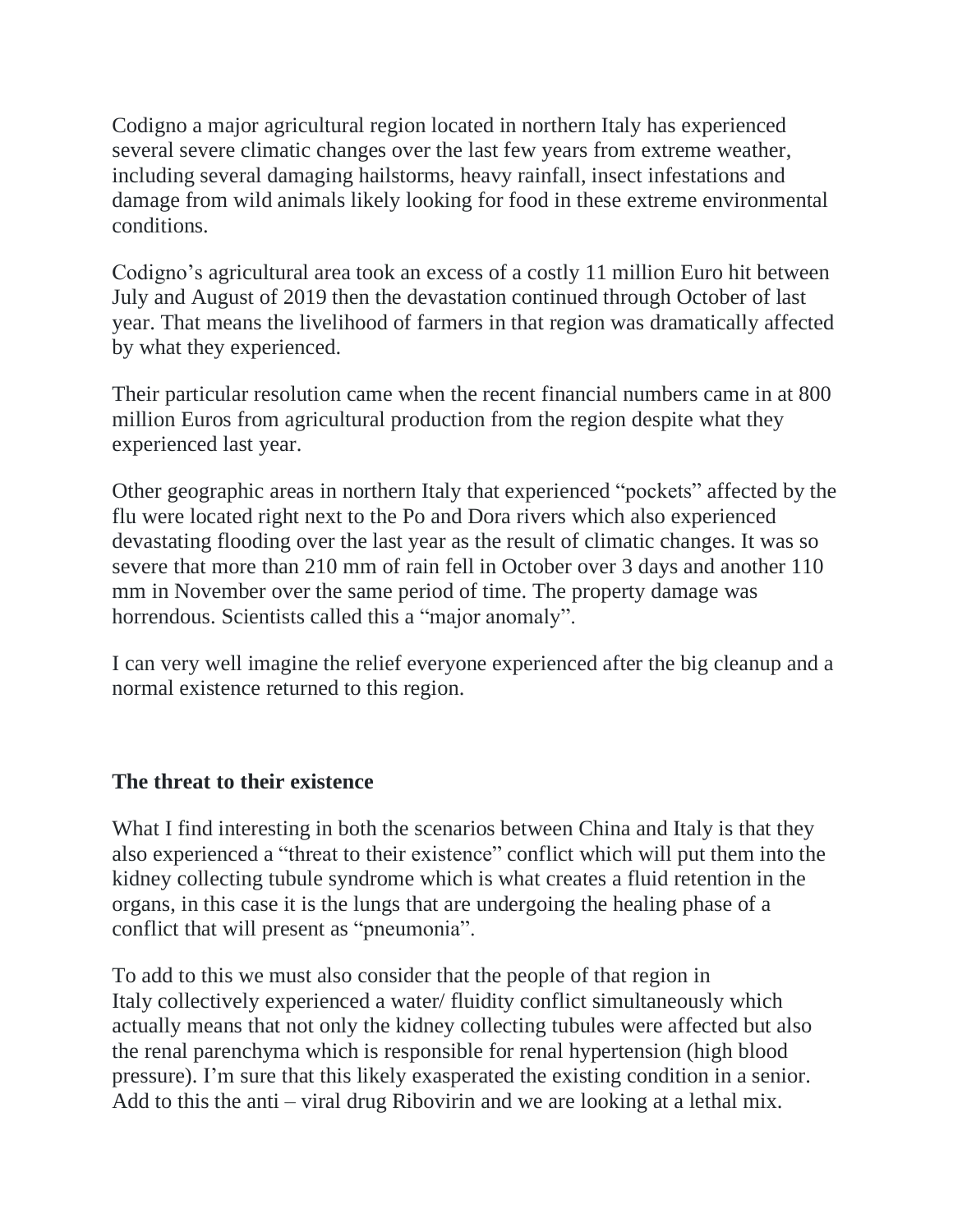Codigno a major agricultural region located in northern Italy has experienced several severe climatic changes over the last few years from extreme weather, including several damaging hailstorms, heavy rainfall, insect infestations and damage from wild animals likely looking for food in these extreme environmental conditions.

Codigno's agricultural area took an excess of a costly 11 million Euro hit between July and August of 2019 then the devastation continued through October of last year. That means the livelihood of farmers in that region was dramatically affected by what they experienced.

Their particular resolution came when the recent financial numbers came in at 800 million Euros from agricultural production from the region despite what they experienced last year.

Other geographic areas in northern Italy that experienced "pockets" affected by the flu were located right next to the Po and Dora rivers which also experienced devastating flooding over the last year as the result of climatic changes. It was so severe that more than 210 mm of rain fell in October over 3 days and another 110 mm in November over the same period of time. The property damage was horrendous. Scientists called this a "major anomaly".

I can very well imagine the relief everyone experienced after the big cleanup and a normal existence returned to this region.

**The threat to their existence**

What I find interesting in both the scenarios between China and Italy is that they also experienced a "threat to their existence" conflict which will put them into the kidney collecting tubule syndrome which is what creates a fluid retention in the organs, in this case it is the lungs that are undergoing the healing phase of a conflict that will present as "pneumonia".

To add to this we must also consider that the people of that region in Italy collectively experienced a water/ fluidity conflict simultaneously which actually means that not only the kidney collecting tubules were affected but also the renal parenchyma which is responsible for renal hypertension (high blood pressure). I'm sure that this likely exasperated the existing condition in a senior. Add to this the anti – viral drug Ribovirin and we are looking at a lethal mix.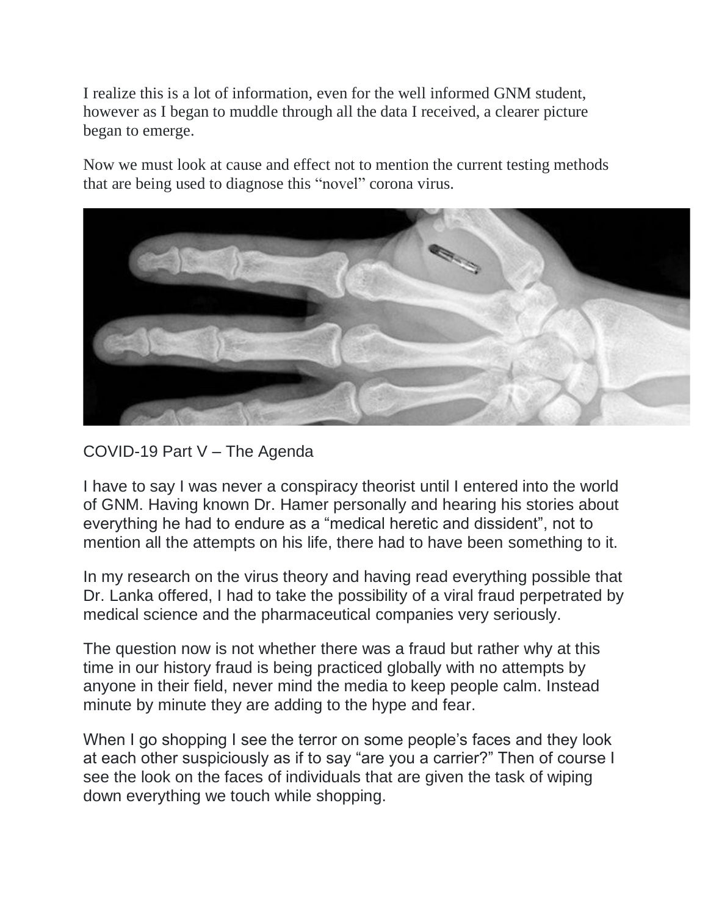I realize this is a lot of information, even for the well informed GNM student, however as I began to muddle through all the data I received, a clearer picture began to emerge.

Now we must look at cause and effect not to mention the current testing methods that are being used to diagnose this "novel" corona virus.

## COVID-19 Part V – The Agenda

I have to say I was never a conspiracy theorist until I entered into the world of GNM. Having known Dr. Hamer personally and hearing his stories about everything he had to endure as a "medical heretic and dissident", not to mention all the attempts on his life, there had to have been something to it.

In my research on the virus theory and having read everything possible that Dr. Lanka offered, I had to take the possibility of a viral fraud perpetrated by medical science and the pharmaceutical companies very seriously.

The question now is not whether there was a fraud but rather why at this time in our history fraud is being practiced globally with no attempts by anyone in their field, never mind the media to keep people calm. Instead minute by minute they are adding to the hype and fear.

When I go shopping I see the terror on some people's faces and they look at each other suspiciously as if to say "are you a carrier?" Then of course I see the look on the faces of individuals that are given the task of wiping down everything we touch while shopping.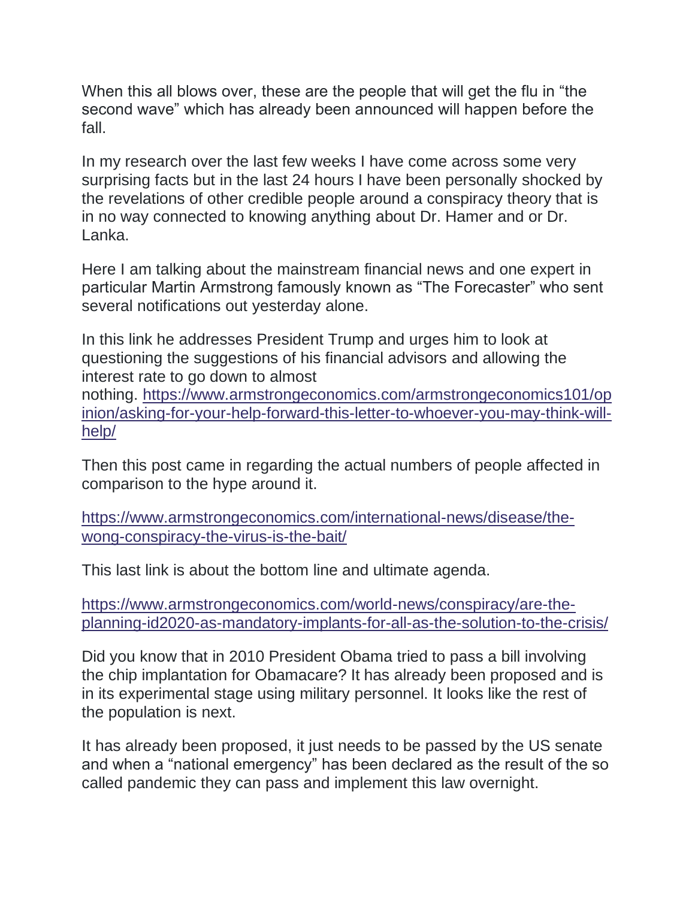When this all blows over, these are the people that will get the flu in "the second wave" which has already been announced will happen before the fall.

In my research over the last few weeks I have come across some very surprising facts but in the last 24 hours I have been personally shocked by the revelations of other credible people around a conspiracy theory that is in no way connected to knowing anything about Dr. Hamer and or Dr. Lanka.

Here I am talking about the mainstream financial news and one expert in particular Martin Armstrong famously known as "The Forecaster" who sent several notifications out yesterday alone.

In this link he addresses President Trump and urges him to look at questioning the suggestions of his financial advisors and allowing the interest rate to go down to almost nothing. [https://www.armstrongeconomics.com/armstrongeconomics101/opinion/asking-for-your-help-forward-this-letter-to-whoever-you-may-think-will-help/](https://www.armstrongeconomics.com/armstrongeconomics101/opinion/asking-for-your-help-forward-this-letter-to-whoever-you-may-think-will-help/)

Then this post came in regarding the actual numbers of people affected in comparison to the hype around it.

[https://www.armstrongeconomics.com/international-news/disease/the-wong-conspiracy-the-virus-is-the-bait/](https://www.armstrongeconomics.com/international-news/disease/the-wong-conspiracy-the-virus-is-the-bait/)

This last link is about the bottom line and ultimate agenda.

[https://www.armstrongeconomics.com/world-news/conspiracy/are-the-planning-id2020-as-mandatory-implants-for-all-as-the-solution-to-the-crisis/](https://www.armstrongeconomics.com/world-news/conspiracy/are-the-planning-id2020-as-mandatory-implants-for-all-as-the-solution-to-the-crisis/)

Did you know that in 2010 President Obama tried to pass a bill involving the chip implantation for Obamacare? It has already been proposed and is in its experimental stage using military personnel. It looks like the rest of the population is next.

It has already been proposed, it just needs to be passed by the US senate and when a "national emergency" has been declared as the result of the so called pandemic they can pass and implement this law overnight.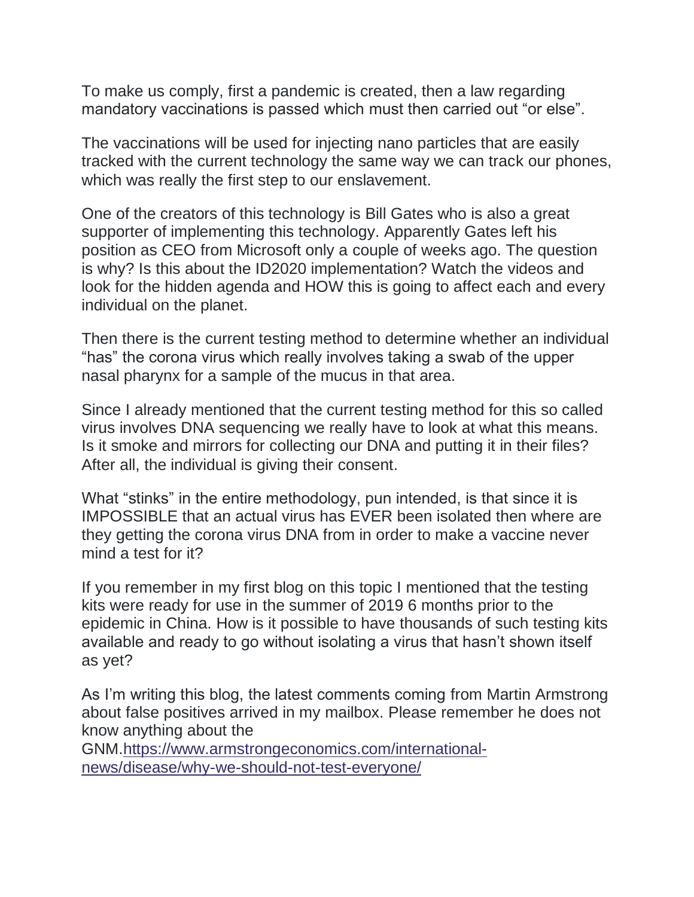To make us comply, first a pandemic is created, then a law regarding mandatory vaccinations is passed which must then carried out “or else”.

The vaccinations will be used for injecting nano particles that are easily tracked with the current technology the same way we can track our phones, which was really the first step to our enslavement.

One of the creators of this technology is Bill Gates who is also a great supporter of implementing this technology. Apparently Gates left his position as CEO from Microsoft only a couple of weeks ago. The question is why? Is this about the ID2020 implementation? Watch the videos and look for the hidden agenda and HOW this is going to affect each and every individual on the planet.

Then there is the current testing method to determine whether an individual “has” the corona virus which really involves taking a swab of the upper nasal pharynx for a sample of the mucus in that area.

Since I already mentioned that the current testing method for this so called virus involves DNA sequencing we really have to look at what this means. Is it smoke and mirrors for collecting our DNA and putting it in their files? After all, the individual is giving their consent.

What “stinks” in the entire methodology, pun intended, is that since it is IMPOSSIBLE that an actual virus has EVER been isolated then where are they getting the corona virus DNA from in order to make a vaccine never mind a test for it?

If you remember in my first blog on this topic I mentioned that the testing kits were ready for use in the summer of 2019 6 months prior to the epidemic in China. How is it possible to have thousands of such testing kits available and ready to go without isolating a virus that hasn’t shown itself as yet?

As I’m writing this blog, the latest comments coming from Martin Armstrong about false positives arrived in my mailbox. Please remember he does not know anything about the GNM.[https://www.armstrongeconomics.com/international-news/disease/why-we-should-not-test-everyone/](https://www.armstrongeconomics.com/international-news/disease/why-we-should-not-test-everyone/)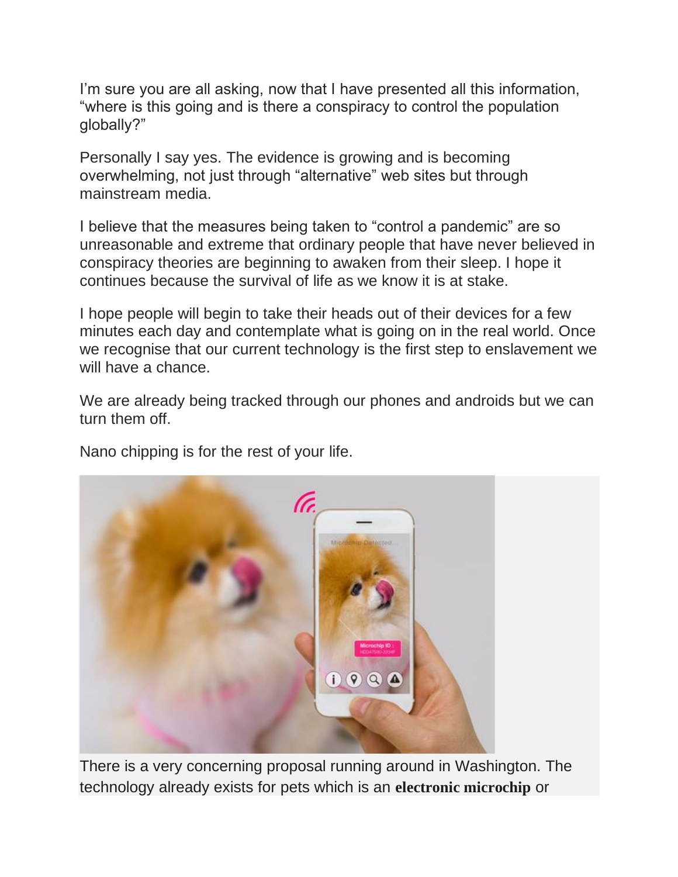I'm sure you are all asking, now that I have presented all this information, "where is this going and is there a conspiracy to control the population globally?"

Personally I say yes. The evidence is growing and is becoming overwhelming, not just through "alternative" web sites but through mainstream media.

I believe that the measures being taken to "control a pandemic" are so unreasonable and extreme that ordinary people that have never believed in conspiracy theories are beginning to awaken from their sleep. I hope it continues because the survival of life as we know it is at stake.

I hope people will begin to take their heads out of their devices for a few minutes each day and contemplate what is going on in the real world. Once we recognise that our current technology is the first step to enslavement we will have a chance.

We are already being tracked through our phones and androids but we can turn them off.

Nano chipping is for the rest of your life.

There is a very concerning proposal running around in Washington. The technology already exists for pets which is an **electronic microchip** or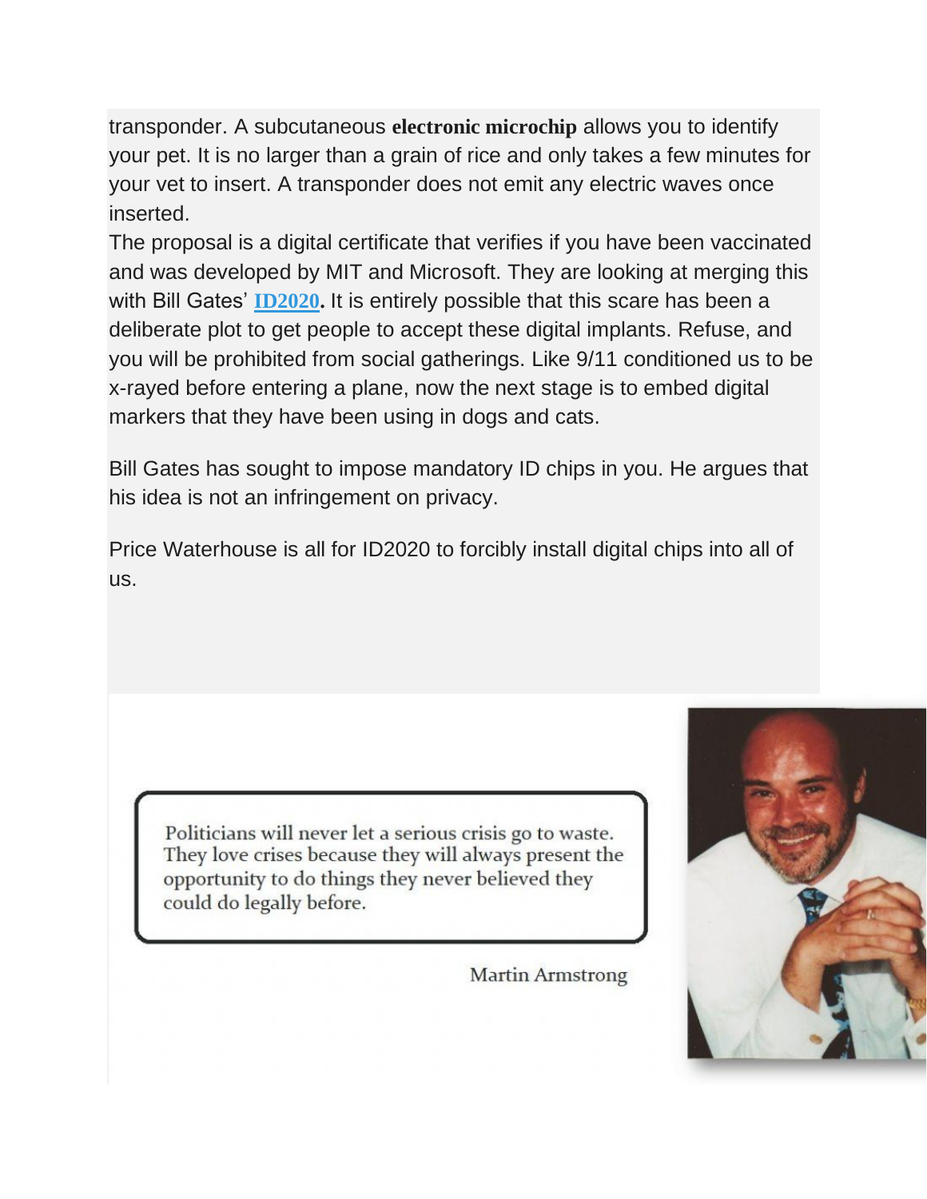transponder. A subcutaneous **electronic microchip** allows you to identify your pet. It is no larger than a grain of rice and only takes a few minutes for your vet to insert. A transponder does not emit any electric waves once inserted.

The proposal is a digital certificate that verifies if you have been vaccinated and was developed by MIT and Microsoft. They are looking at merging this with Bill Gates' **ID2020.** It is entirely possible that this scare has been a deliberate plot to get people to accept these digital implants. Refuse, and you will be prohibited from social gatherings. Like 9/11 conditioned us to be x-rayed before entering a plane, now the next stage is to embed digital markers that they have been using in dogs and cats.

Bill Gates has sought to impose mandatory ID chips in you. He argues that his idea is not an infringement on privacy.

Price Waterhouse is all for ID2020 to forcibly install digital chips into all of us.

> Politicians will never let a serious crisis go to waste. They love crises because they will always present the opportunity to do things they never believed they could do legally before.

Martin Armstrong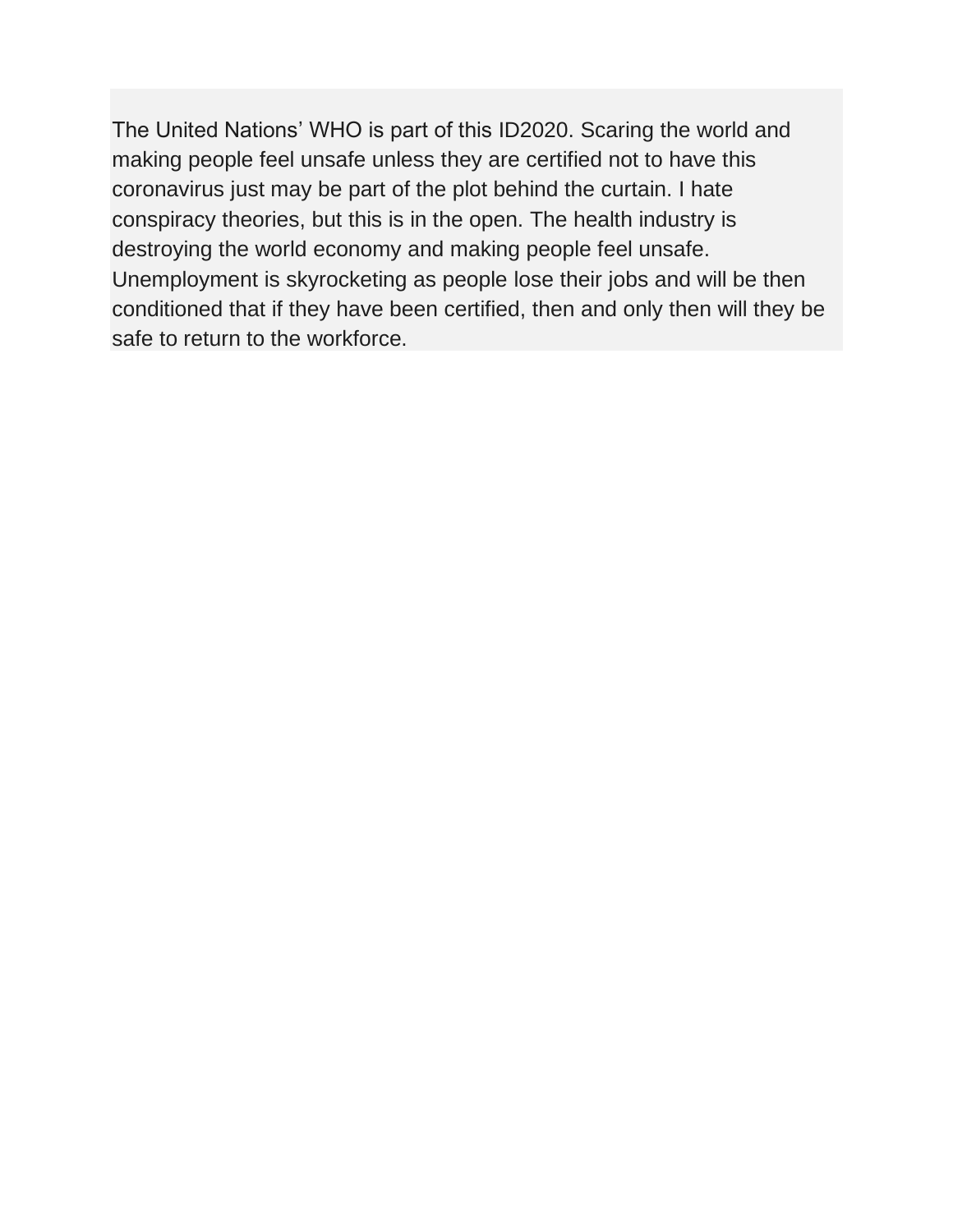The United Nations' WHO is part of this ID2020. Scaring the world and making people feel unsafe unless they are certified not to have this coronavirus just may be part of the plot behind the curtain. I hate conspiracy theories, but this is in the open. The health industry is destroying the world economy and making people feel unsafe. Unemployment is skyrocketing as people lose their jobs and will be then conditioned that if they have been certified, then and only then will they be safe to return to the workforce.